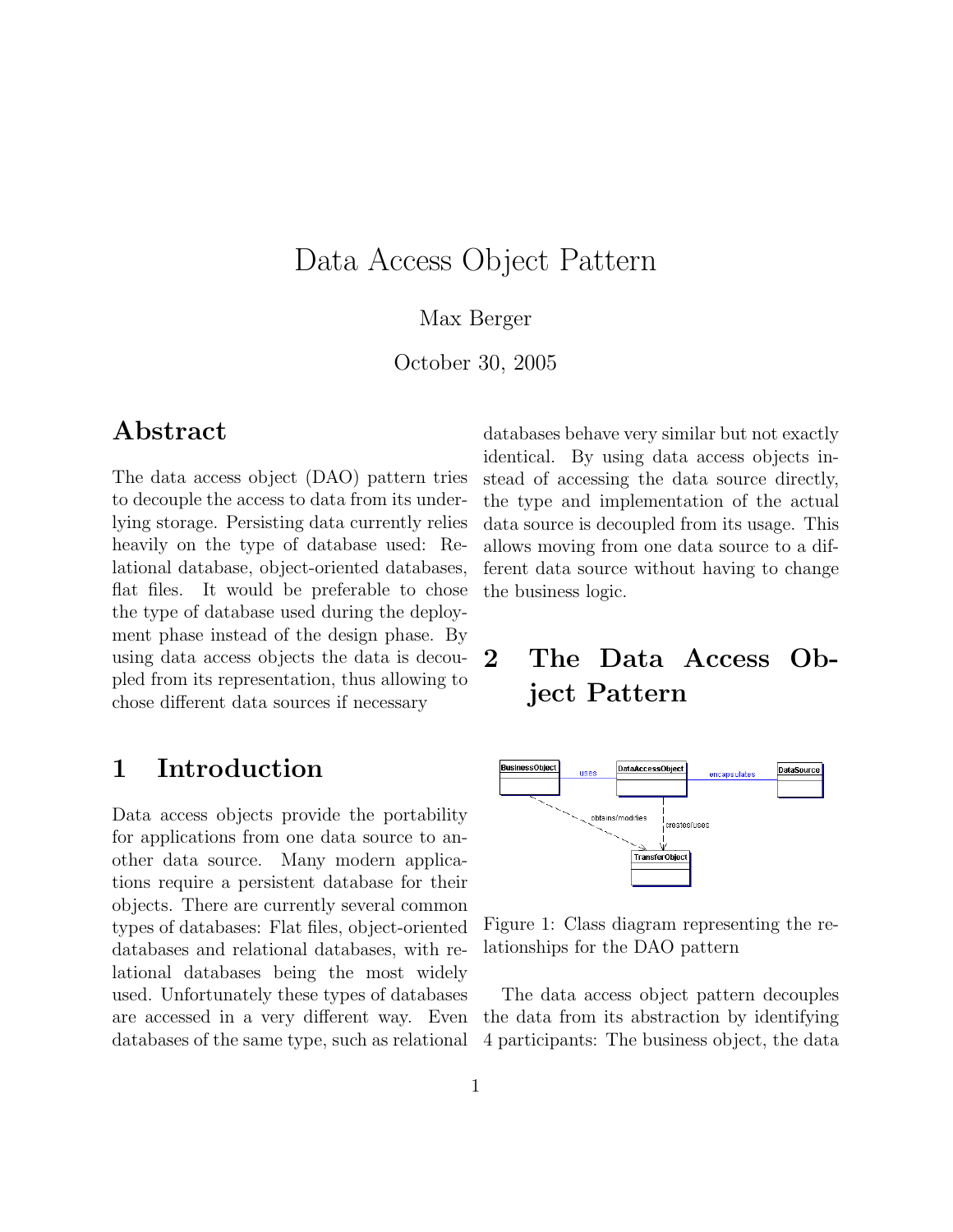# Data Access Object Pattern

Max Berger

October 30, 2005

## Abstract

The data access object (DAO) pattern tries to decouple the access to data from its underlying storage. Persisting data currently relies heavily on the type of database used: Relational database, object-oriented databases, flat files. It would be preferable to chose the type of database used during the deployment phase instead of the design phase. By using data access objects the data is decoupled from its representation, thus allowing to chose different data sources if necessary

## 1 Introduction

Data access objects provide the portability for applications from one data source to another data source. Many modern applications require a persistent database for their objects. There are currently several common types of databases: Flat files, object-oriented databases and relational databases, with relational databases being the most widely used. Unfortunately these types of databases are accessed in a very different way. Even databases of the same type, such as relational databases behave very similar but not exactly identical. By using data access objects instead of accessing the data source directly, the type and implementation of the actual data source is decoupled from its usage. This allows moving from one data source to a different data source without having to change the business logic.

## 2 The Data Access Object Pattern

Figure 1: Class diagram representing the relationships for the DAO pattern

The data access object pattern decouples the data from its abstraction by identifying 4 participants: The business object, the data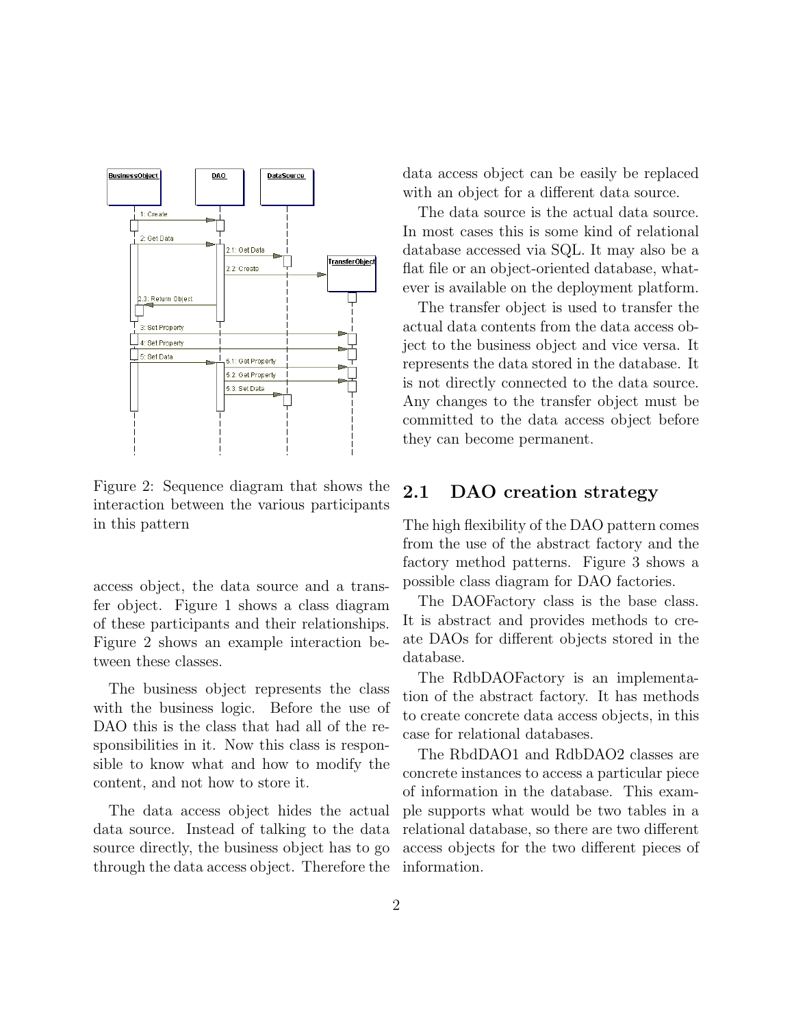Figure 2: Sequence diagram that shows the interaction between the various participants in this pattern

access object, the data source and a transfer object. Figure 1 shows a class diagram of these participants and their relationships. Figure 2 shows an example interaction between these classes.

The business object represents the class with the business logic. Before the use of DAO this is the class that had all of the responsibilities in it. Now this class is responsible to know what and how to modify the content, and not how to store it.

The data access object hides the actual data source. Instead of talking to the data source directly, the business object has to go through the data access object. Therefore the data access object can be easily be replaced with an object for a different data source.

The data source is the actual data source. In most cases this is some kind of relational database accessed via SQL. It may also be a flat file or an object-oriented database, whatever is available on the deployment platform.

The transfer object is used to transfer the actual data contents from the data access object to the business object and vice versa. It represents the data stored in the database. It is not directly connected to the data source. Any changes to the transfer object must be committed to the data access object before they can become permanent.

## 2.1 DAO creation strategy

The high flexibility of the DAO pattern comes from the use of the abstract factory and the factory method patterns. Figure 3 shows a possible class diagram for DAO factories.

The DAOFactory class is the base class. It is abstract and provides methods to create DAOs for different objects stored in the database.

The RdbDAOFactory is an implementation of the abstract factory. It has methods to create concrete data access objects, in this case for relational databases.

The RbdDAO1 and RdbDAO2 classes are concrete instances to access a particular piece of information in the database. This example supports what would be two tables in a relational database, so there are two different access objects for the two different pieces of information.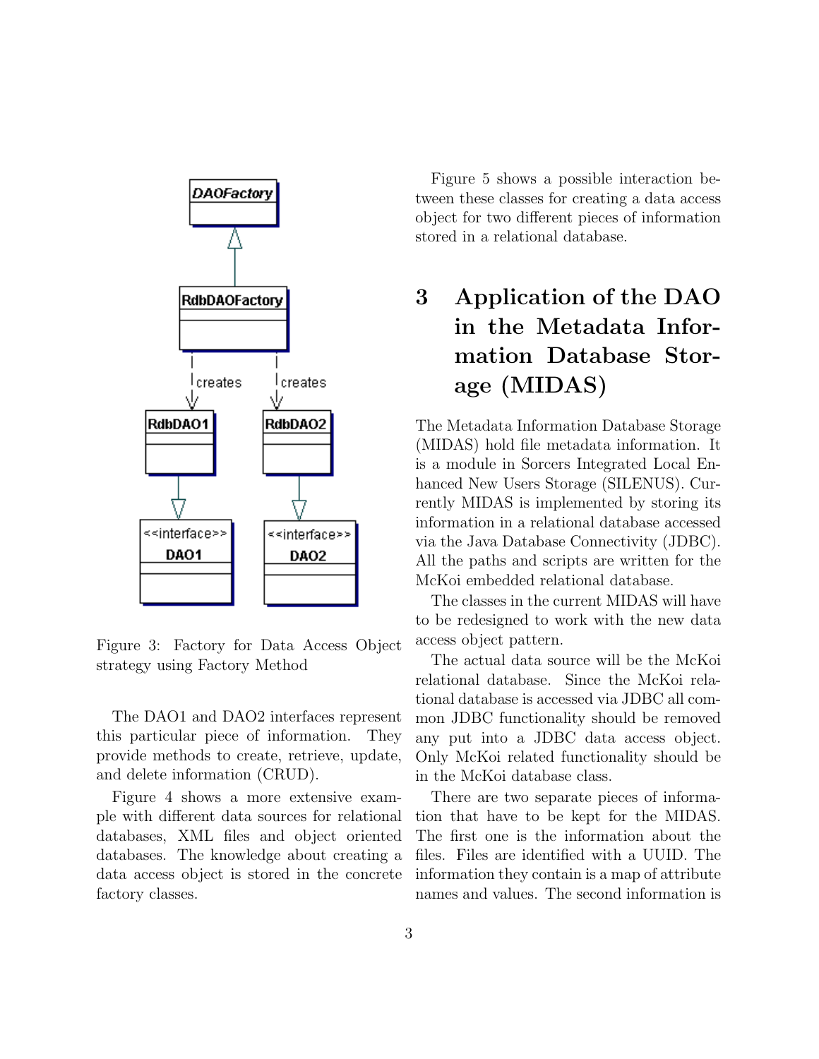Figure 3: Factory for Data Access Object strategy using Factory Method

The DAO1 and DAO2 interfaces represent this particular piece of information. They provide methods to create, retrieve, update, and delete information (CRUD).

Figure 4 shows a more extensive example with different data sources for relational databases, XML files and object oriented databases. The knowledge about creating a data access object is stored in the concrete factory classes.

Figure 5 shows a possible interaction between these classes for creating a data access object for two different pieces of information stored in a relational database.

# 3 Application of the DAO in the Metadata Information Database Storage (MIDAS)

The Metadata Information Database Storage (MIDAS) hold file metadata information. It is a module in Sorcers Integrated Local Enhanced New Users Storage (SILENUS). Currently MIDAS is implemented by storing its information in a relational database accessed via the Java Database Connectivity (JDBC). All the paths and scripts are written for the McKoi embedded relational database.

The classes in the current MIDAS will have to be redesigned to work with the new data access object pattern.

The actual data source will be the McKoi relational database. Since the McKoi relational database is accessed via JDBC all common JDBC functionality should be removed any put into a JDBC data access object. Only McKoi related functionality should be in the McKoi database class.

There are two separate pieces of information that have to be kept for the MIDAS. The first one is the information about the files. Files are identified with a UUID. The information they contain is a map of attribute names and values. The second information is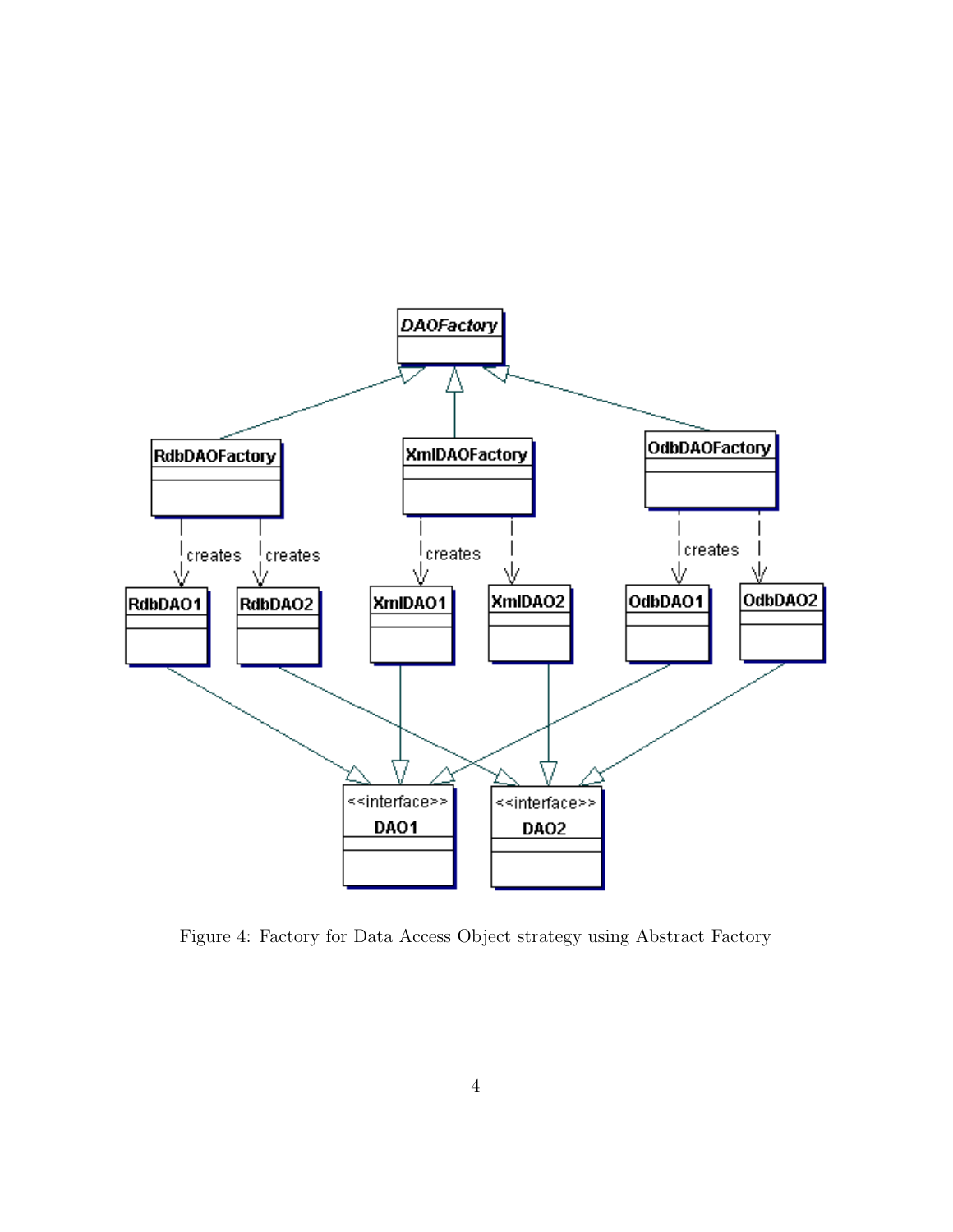Figure 4: Factory for Data Access Object strategy using Abstract Factory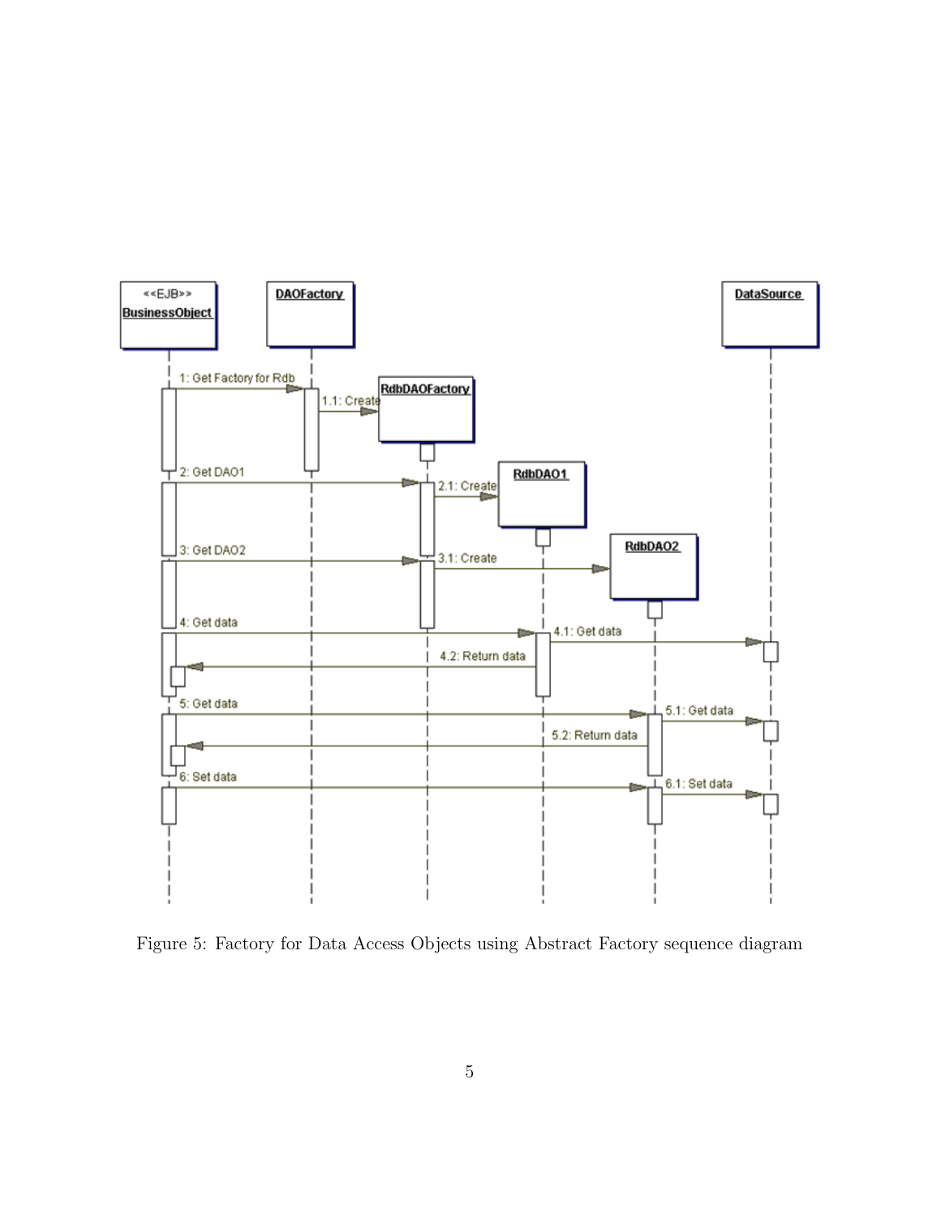Figure 5: Factory for Data Access Objects using Abstract Factory sequence diagram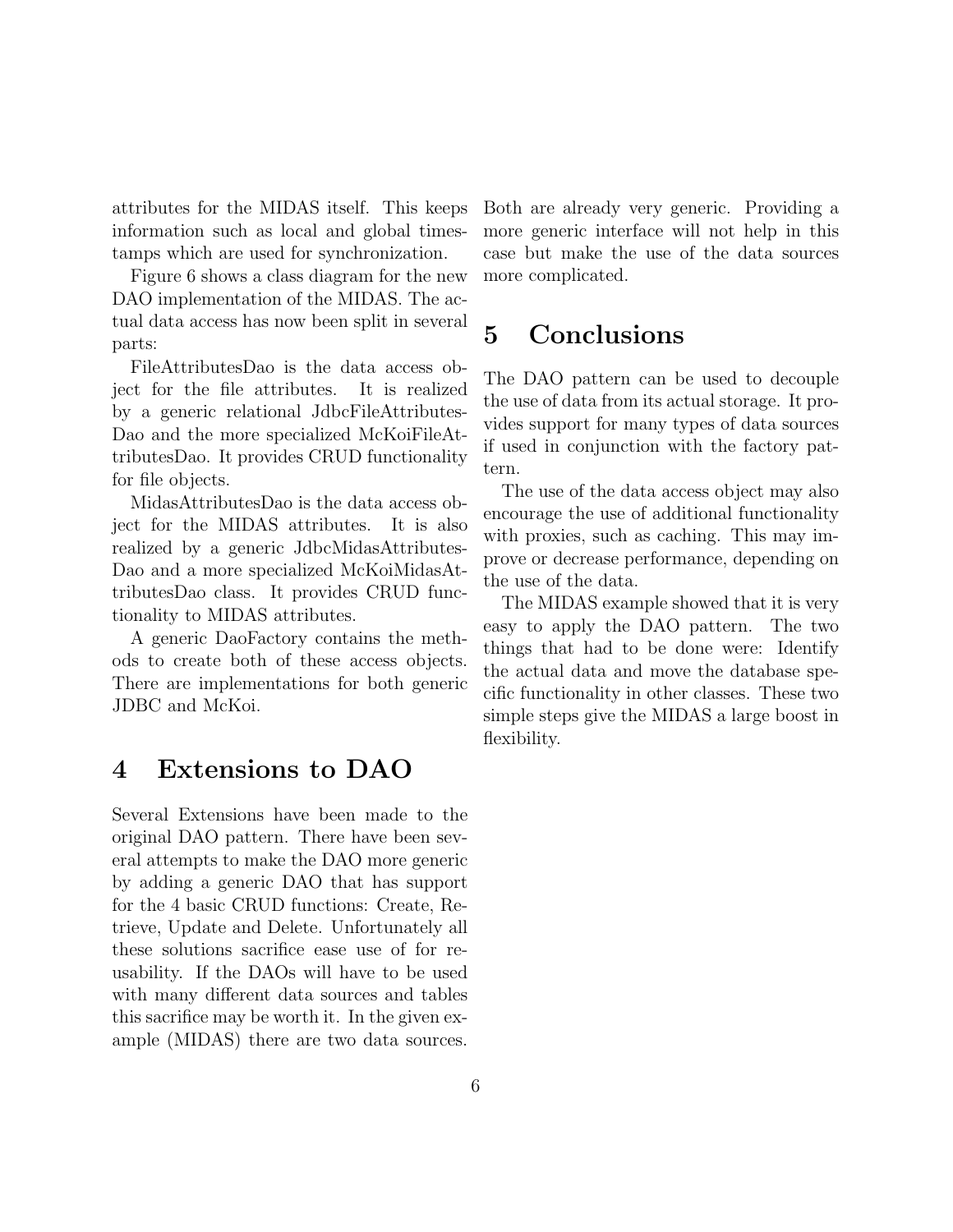attributes for the MIDAS itself. This keeps information such as local and global timestamps which are used for synchronization.

Figure 6 shows a class diagram for the new DAO implementation of the MIDAS. The actual data access has now been split in several parts:

FileAttributesDao is the data access object for the file attributes. It is realized by a generic relational JdbcFileAttributesDao and the more specialized McKoiFileAttributesDao. It provides CRUD functionality for file objects.

MidasAttributesDao is the data access object for the MIDAS attributes. It is also realized by a generic JdbcMidasAttributesDao and a more specialized McKoiMidasAttributesDao class. It provides CRUD functionality to MIDAS attributes.

A generic DaoFactory contains the methods to create both of these access objects. There are implementations for both generic JDBC and McKoi.

# 4 Extensions to DAO

Several Extensions have been made to the original DAO pattern. There have been several attempts to make the DAO more generic by adding a generic DAO that has support for the 4 basic CRUD functions: Create, Retrieve, Update and Delete. Unfortunately all these solutions sacrifice ease use of for reusability. If the DAOs will have to be used with many different data sources and tables this sacrifice may be worth it. In the given example (MIDAS) there are two data sources. Both are already very generic. Providing a more generic interface will not help in this case but make the use of the data sources more complicated.

# 5 Conclusions

The DAO pattern can be used to decouple the use of data from its actual storage. It provides support for many types of data sources if used in conjunction with the factory pattern.

The use of the data access object may also encourage the use of additional functionality with proxies, such as caching. This may improve or decrease performance, depending on the use of the data.

The MIDAS example showed that it is very easy to apply the DAO pattern. The two things that had to be done were: Identify the actual data and move the database specific functionality in other classes. These two simple steps give the MIDAS a large boost in flexibility.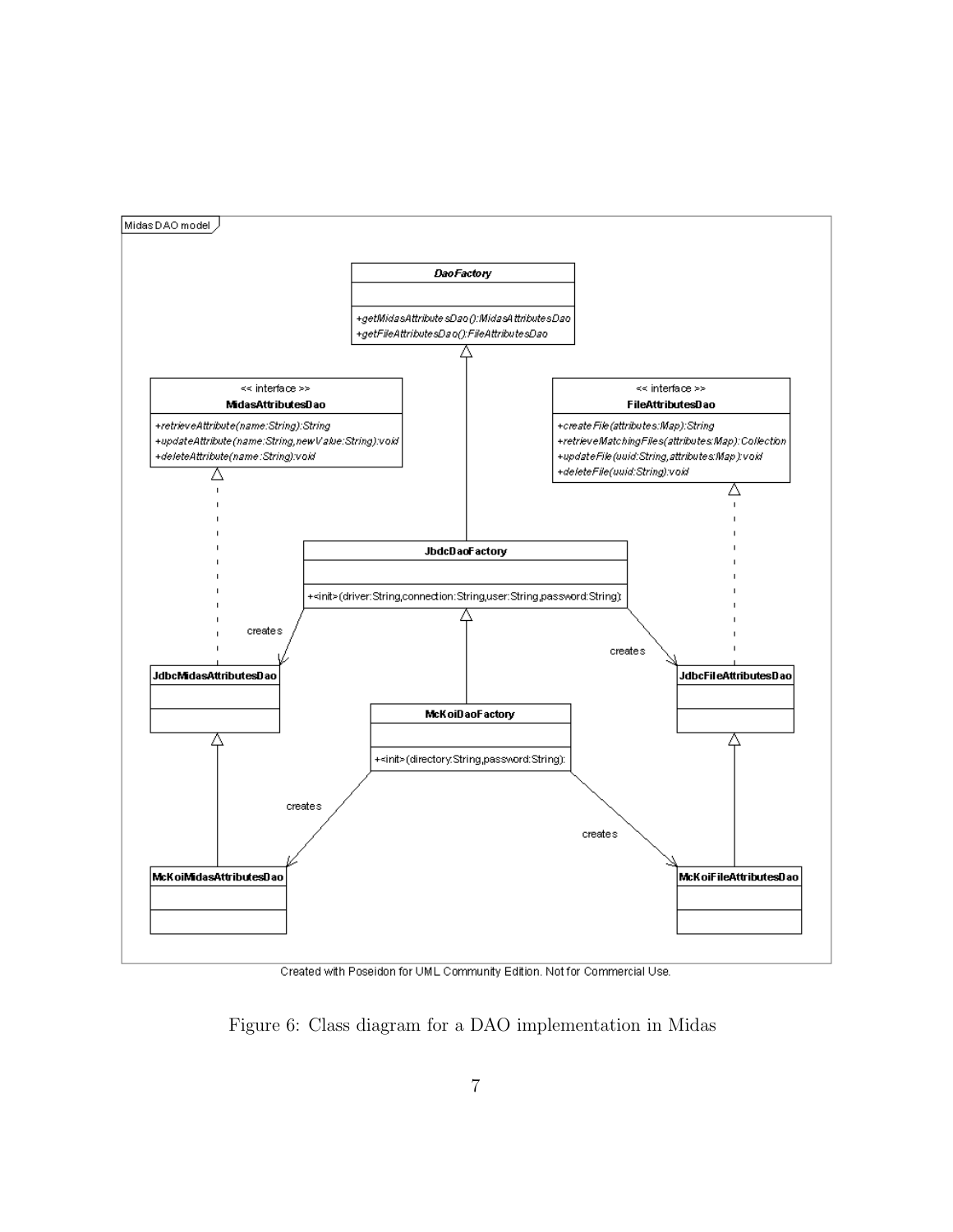Midas DAO model

DaoFactory

+getMidasAttributesDao():MidasAttributesDao
+getFileAttributesDao():FileAttributesDao

<< interface >>
MidasAttributesDao

+retrieveAttribute(name:String):String
+updateAttribute(name:String,newValue:String):void
+deleteAttribute(name:String):void

<< interface >>
FileAttributesDao

+createFile(attributes:Map):String
+retrieveMatchingFiles(attributes:Map):Collection
+updateFile(uuid:String,attributes:Map):void
+deleteFile(uuid:String):void

JbdcDaoFactory

+<init>(driver:String,connection:String,user:String,password:String):

creates

creates

JdbcMidasAttributesDao

JdbcFileAttributesDao

McKoiDaoFactory

+<init>(directory:String,password:String):

creates

creates

McKoiMidasAttributesDao

McKoiFileAttributesDao

Created with Poseidon for UML Community Edition. Not for Commercial Use.

Figure 6: Class diagram for a DAO implementation in Midas